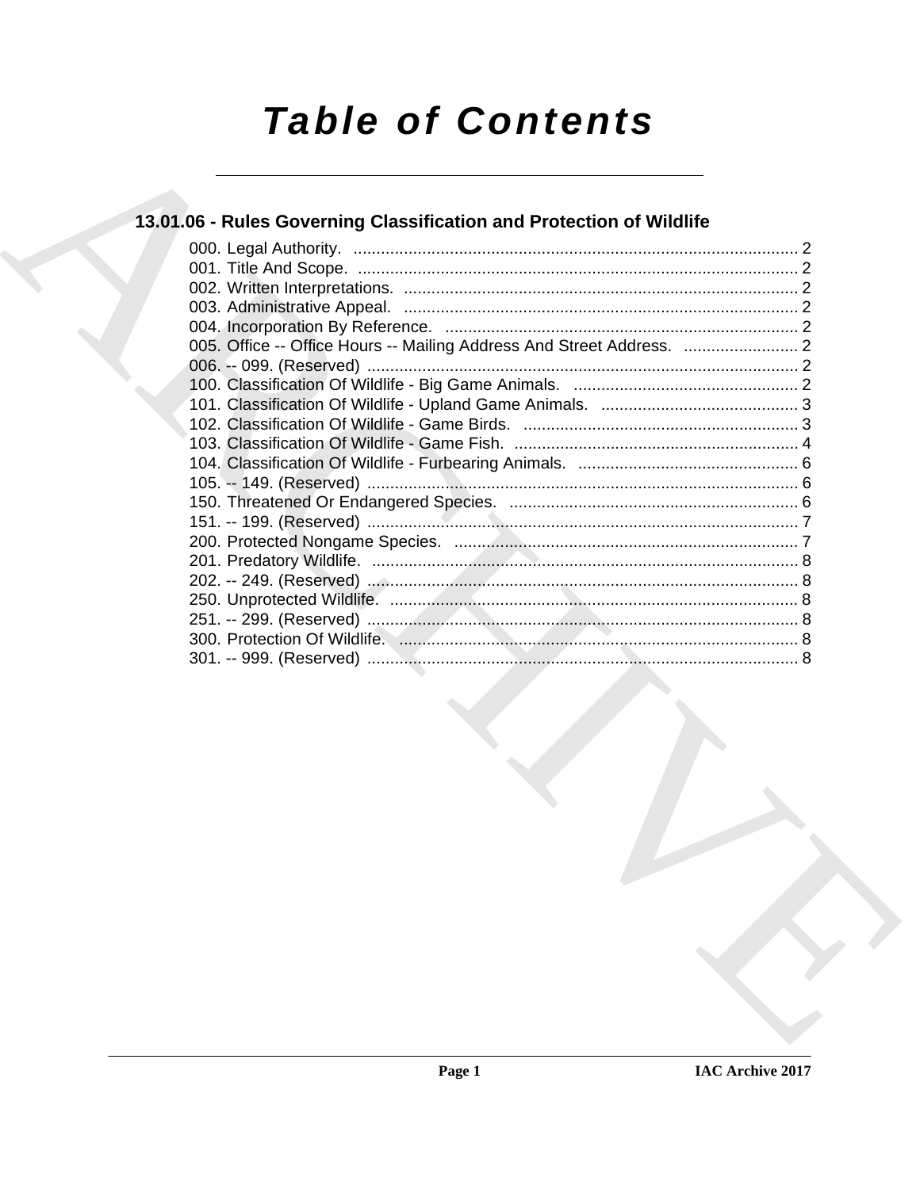# Table of Contents

## 13.01.06 - Rules Governing Classification and Protection of Wildlife

000. Legal Authority. ........................................................................................ 2
001. Title And Scope. ........................................................................................ 2
002. Written Interpretations. ........................................................................................ 2
003. Administrative Appeal. ........................................................................................ 2
004. Incorporation By Reference. ........................................................................................ 2
005. Office -- Office Hours -- Mailing Address And Street Address. ......................... 2
006. -- 099. (Reserved) ........................................................................................ 2
100. Classification Of Wildlife - Big Game Animals. ........................................................ 2
101. Classification Of Wildlife - Upland Game Animals. ........................................... 3
102. Classification Of Wildlife - Game Birds. ........................................................ 3
103. Classification Of Wildlife - Game Fish. ........................................................ 4
104. Classification Of Wildlife - Furbearing Animals. ........................................... 6
105. -- 149. (Reserved) ........................................................................................ 6
150. Threatened Or Endangered Species. ........................................................ 6
151. -- 199. (Reserved) ........................................................................................ 7
200. Protected Nongame Species. ........................................................................ 7
201. Predatory Wildlife. ........................................................................................ 8
202. -- 249. (Reserved) ........................................................................................ 8
250. Unprotected Wildlife. ........................................................................................ 8
251. -- 299. (Reserved) ........................................................................................ 8
300. Protection Of Wildlife. ........................................................................................ 8
301. -- 999. (Reserved) ........................................................................................ 8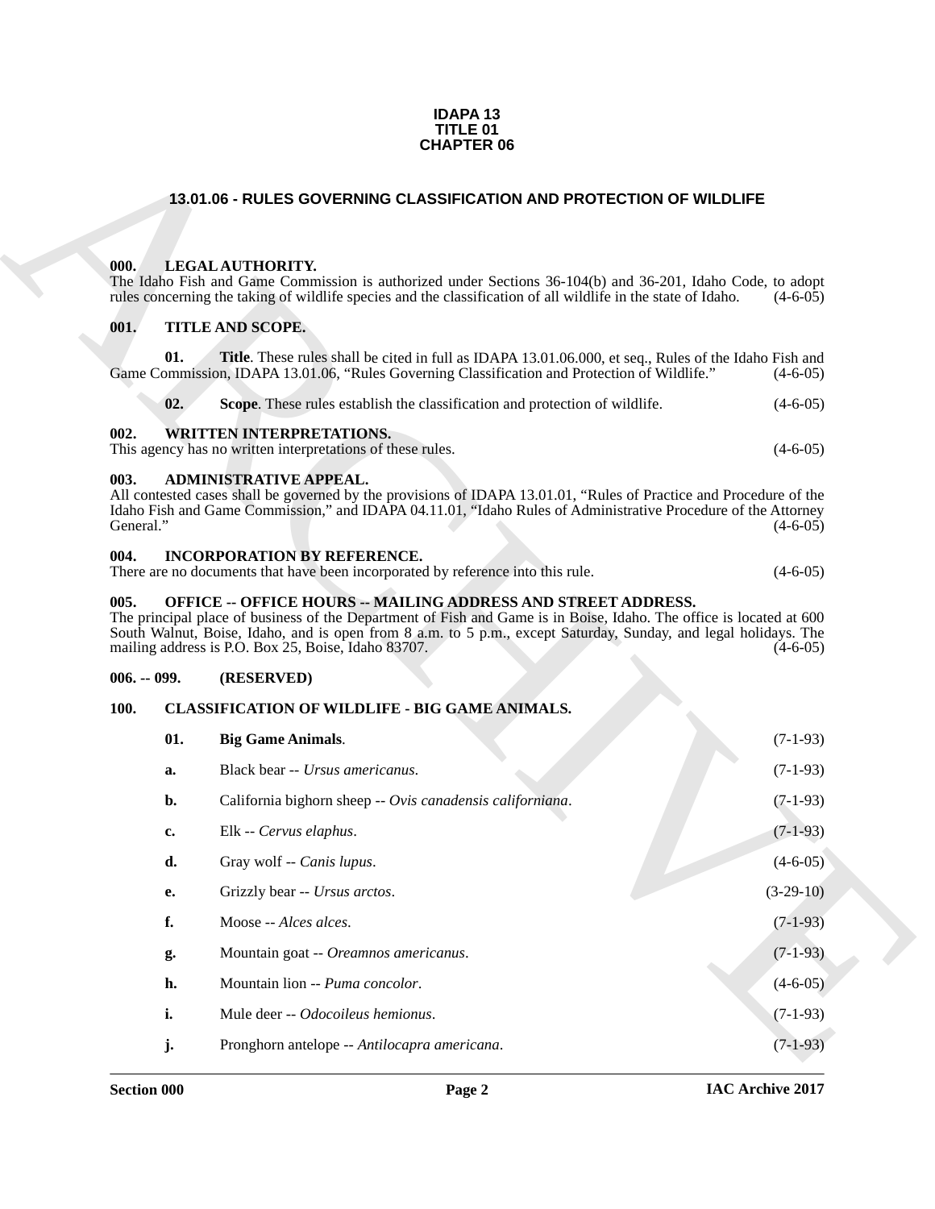**IDAPA 13**
**TITLE 01**
**CHAPTER 06**

# 13.01.06 - RULES GOVERNING CLASSIFICATION AND PROTECTION OF WILDLIFE

## 000. LEGAL AUTHORITY.

The Idaho Fish and Game Commission is authorized under Sections 36-104(b) and 36-201, Idaho Code, to adopt rules concerning the taking of wildlife species and the classification of all wildlife in the state of Idaho. (4-6-05)

## 001. TITLE AND SCOPE.

**01. Title**. These rules shall be cited in full as IDAPA 13.01.06.000, et seq., Rules of the Idaho Fish and Game Commission, IDAPA 13.01.06, "Rules Governing Classification and Protection of Wildlife." (4-6-05)

**02. Scope**. These rules establish the classification and protection of wildlife. (4-6-05)

## 002. WRITTEN INTERPRETATIONS.

This agency has no written interpretations of these rules. (4-6-05)

## 003. ADMINISTRATIVE APPEAL.

All contested cases shall be governed by the provisions of IDAPA 13.01.01, "Rules of Practice and Procedure of the Idaho Fish and Game Commission," and IDAPA 04.11.01, "Idaho Rules of Administrative Procedure of the Attorney General." (4-6-05)

## 004. INCORPORATION BY REFERENCE.

There are no documents that have been incorporated by reference into this rule. (4-6-05)

## 005. OFFICE -- OFFICE HOURS -- MAILING ADDRESS AND STREET ADDRESS.

The principal place of business of the Department of Fish and Game is in Boise, Idaho. The office is located at 600 South Walnut, Boise, Idaho, and is open from 8 a.m. to 5 p.m., except Saturday, Sunday, and legal holidays. The mailing address is P.O. Box 25, Boise, Idaho 83707. (4-6-05)

## 006. -- 099. (RESERVED)

## 100. CLASSIFICATION OF WILDLIFE - BIG GAME ANIMALS.

**01. Big Game Animals**. (7-1-93)

**a.** Black bear -- *Ursus americanus*. (7-1-93)

**b.** California bighorn sheep -- *Ovis canadensis californiana*. (7-1-93)

**c.** Elk -- *Cervus elaphus*. (7-1-93)

**d.** Gray wolf -- *Canis lupus*. (4-6-05)

**e.** Grizzly bear -- *Ursus arctos*. (3-29-10)

**f.** Moose -- *Alces alces*. (7-1-93)

**g.** Mountain goat -- *Oreamnos americanus*. (7-1-93)

**h.** Mountain lion -- *Puma concolor*. (4-6-05)

**i.** Mule deer -- *Odocoileus hemionus*. (7-1-93)

**j.** Pronghorn antelope -- *Antilocapra americana*. (7-1-93)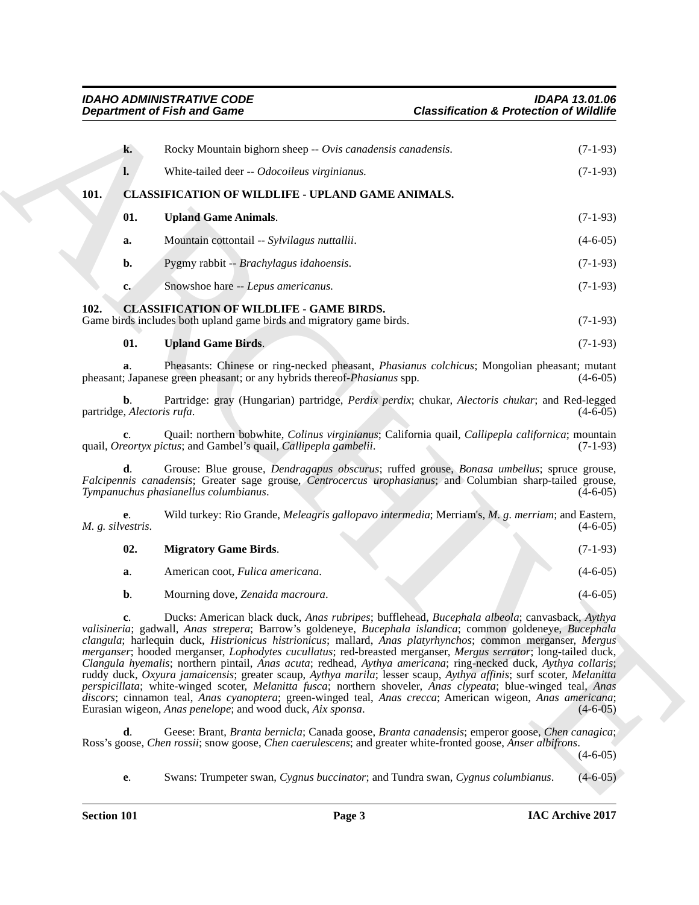**k.** Rocky Mountain bighorn sheep -- *Ovis canadensis canadensis*. (7-1-93)

**l.** White-tailed deer -- *Odocoileus virginianus*. (7-1-93)

## 101. CLASSIFICATION OF WILDLIFE - UPLAND GAME ANIMALS.

**01. Upland Game Animals**. (7-1-93)

**a.** Mountain cottontail -- *Sylvilagus nuttallii*. (4-6-05)

**b.** Pygmy rabbit -- *Brachylagus idahoensis*. (7-1-93)

**c.** Snowshoe hare -- *Lepus americanus*. (7-1-93)

## 102. CLASSIFICATION OF WILDLIFE - GAME BIRDS.

Game birds includes both upland game birds and migratory game birds. (7-1-93)

**01. Upland Game Birds**. (7-1-93)

**a**. Pheasants: Chinese or ring-necked pheasant, *Phasianus colchicus*; Mongolian pheasant; mutant pheasant; Japanese green pheasant; or any hybrids thereof-*Phasianus* spp. (4-6-05)

**b**. Partridge: gray (Hungarian) partridge, *Perdix perdix*; chukar, *Alectoris chukar*; and Red-legged partridge, *Alectoris rufa*. (4-6-05)

**c**. Quail: northern bobwhite, *Colinus virginianus*; California quail, *Callipepla californica*; mountain quail, *Oreortyx pictus*; and Gambel's quail, *Callipepla gambelii*. (7-1-93)

**d**. Grouse: Blue grouse, *Dendragapus obscurus*; ruffed grouse, *Bonasa umbellus*; spruce grouse, *Falcipennis canadensis*; Greater sage grouse, *Centrocercus urophasianus*; and Columbian sharp-tailed grouse, *Tympanuchus phasianellus columbianus*. (4-6-05)

**e**. Wild turkey: Rio Grande, *Meleagris gallopavo intermedia*; Merriam's, *M. g. merriam*; and Eastern, *M. g. silvestris*. (4-6-05)

**02. Migratory Game Birds**. (7-1-93)

**a**. American coot, *Fulica americana*. (4-6-05)

**b**. Mourning dove, *Zenaida macroura*. (4-6-05)

**c**. Ducks: American black duck, *Anas rubripes*; bufflehead, *Bucephala albeola*; canvasback, *Aythya valisineria*; gadwall, *Anas strepera*; Barrow's goldeneye, *Bucephala islandica*; common goldeneye, *Bucephala clangula*; harlequin duck, *Histrionicus histrionicus*; mallard, *Anas platyrhynchos*; common merganser, *Mergus merganser*; hooded merganser, *Lophodytes cucullatus*; red-breasted merganser, *Mergus serrator*; long-tailed duck, *Clangula hyemalis*; northern pintail, *Anas acuta*; redhead, *Aythya americana*; ring-necked duck, *Aythya collaris*; ruddy duck, *Oxyura jamaicensis*; greater scaup, *Aythya marila*; lesser scaup, *Aythya affinis*; surf scoter, *Melanitta perspicillata*; white-winged scoter, *Melanitta fusca*; northern shoveler, *Anas clypeata*; blue-winged teal, *Anas discors*; cinnamon teal, *Anas cyanoptera*; green-winged teal, *Anas crecca*; American wigeon, *Anas americana*; Eurasian wigeon, *Anas penelope*; and wood duck, *Aix sponsa*. (4-6-05)

**d**. Geese: Brant, *Branta bernicla*; Canada goose, *Branta canadensis*; emperor goose, *Chen canagica*; Ross's goose, *Chen rossii*; snow goose, *Chen caerulescens*; and greater white-fronted goose, *Anser albifrons*. (4-6-05)

**e**. Swans: Trumpeter swan, *Cygnus buccinator*; and Tundra swan, *Cygnus columbianus*. (4-6-05)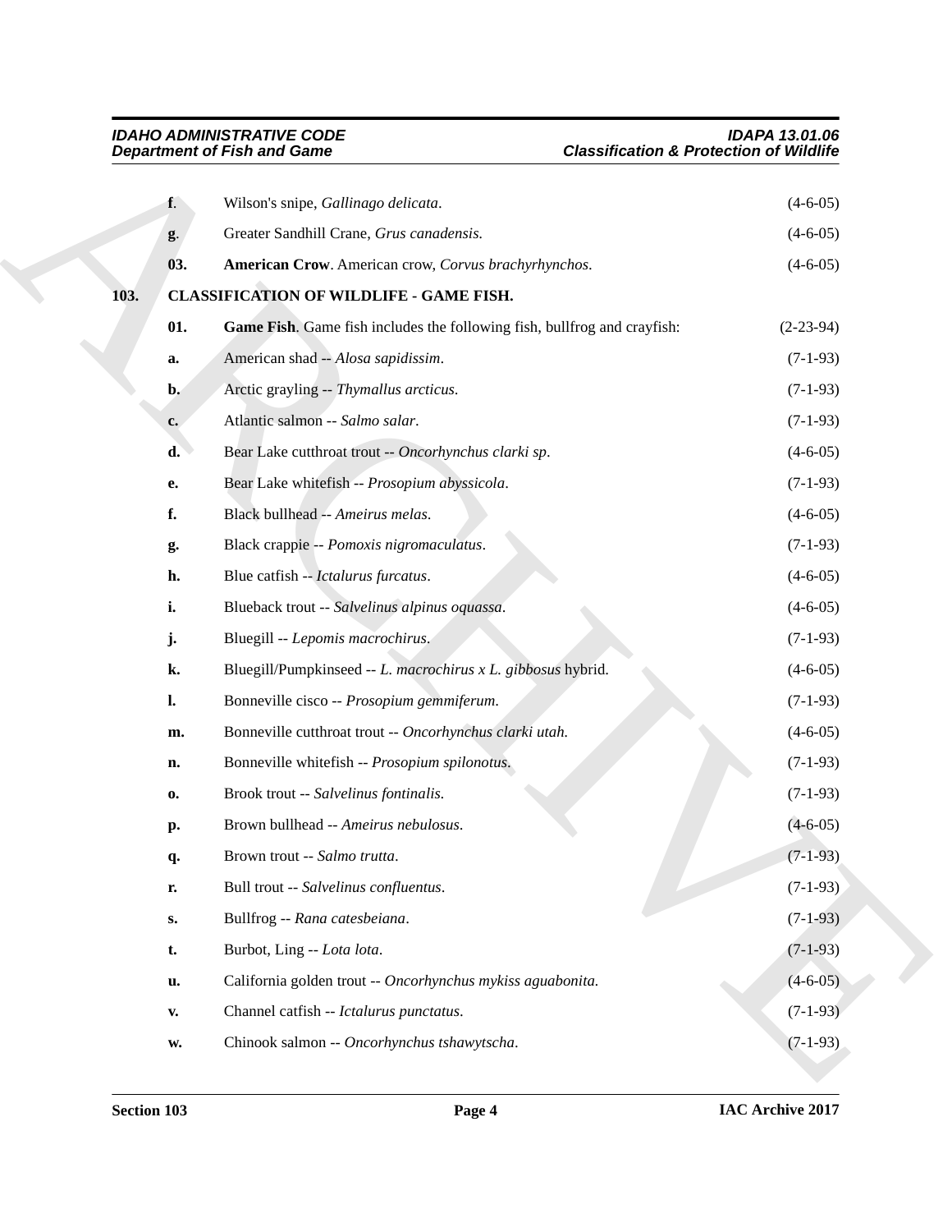**f.** Wilson's snipe, *Gallinago delicata*. (4-6-05)

**g.** Greater Sandhill Crane, *Grus canadensis*. (4-6-05)

**03. American Crow**. American crow, *Corvus brachyrhynchos*. (4-6-05)

## 103. CLASSIFICATION OF WILDLIFE - GAME FISH.

**01. Game Fish**. Game fish includes the following fish, bullfrog and crayfish: (2-23-94)

**a.** American shad -- *Alosa sapidissim*. (7-1-93)

**b.** Arctic grayling -- *Thymallus arcticus*. (7-1-93)

**c.** Atlantic salmon -- *Salmo salar*. (7-1-93)

**d.** Bear Lake cutthroat trout -- *Oncorhynchus clarki sp*. (4-6-05)

**e.** Bear Lake whitefish -- *Prosopium abyssicola*. (7-1-93)

**f.** Black bullhead -- *Ameirus melas*. (4-6-05)

**g.** Black crappie -- *Pomoxis nigromaculatus*. (7-1-93)

**h.** Blue catfish -- *Ictalurus furcatus*. (4-6-05)

**i.** Blueback trout -- *Salvelinus alpinus oquassa*. (4-6-05)

**j.** Bluegill -- *Lepomis macrochirus*. (7-1-93)

**k.** Bluegill/Pumpkinseed -- *L. macrochirus x L. gibbosus* hybrid. (4-6-05)

**l.** Bonneville cisco -- *Prosopium gemmiferum*. (7-1-93)

**m.** Bonneville cutthroat trout -- *Oncorhynchus clarki utah*. (4-6-05)

**n.** Bonneville whitefish -- *Prosopium spilonotus*. (7-1-93)

**o.** Brook trout -- *Salvelinus fontinalis*. (7-1-93)

**p.** Brown bullhead -- *Ameirus nebulosus*. (4-6-05)

**q.** Brown trout -- *Salmo trutta*. (7-1-93)

**r.** Bull trout -- *Salvelinus confluentus*. (7-1-93)

**s.** Bullfrog -- *Rana catesbeiana*. (7-1-93)

**t.** Burbot, Ling -- *Lota lota*. (7-1-93)

**u.** California golden trout -- *Oncorhynchus mykiss aguabonita*. (4-6-05)

**v.** Channel catfish -- *Ictalurus punctatus*. (7-1-93)

**w.** Chinook salmon -- *Oncorhynchus tshawytscha*. (7-1-93)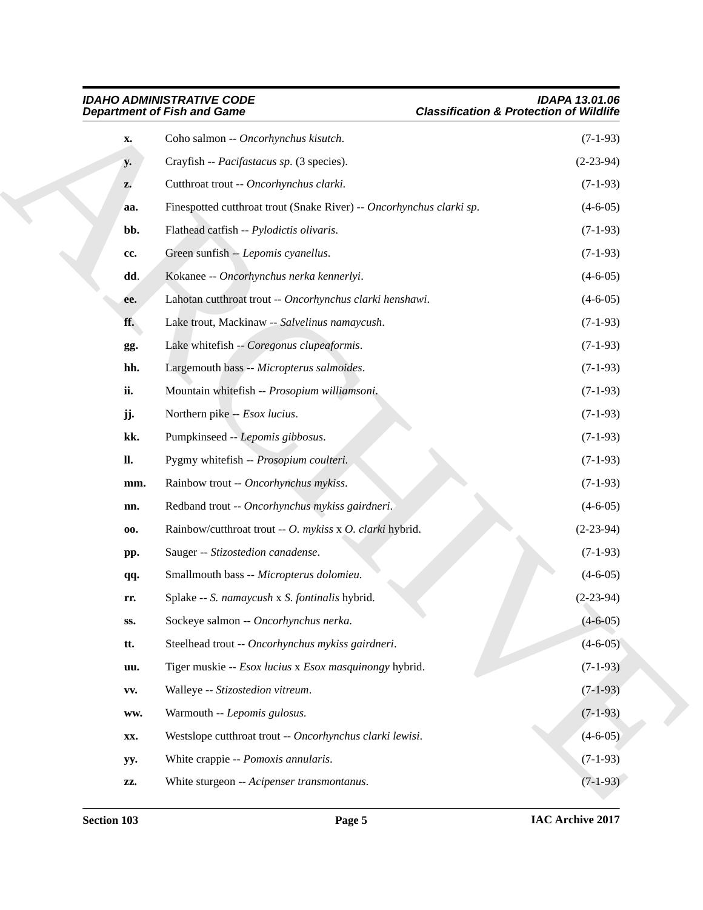**x.** Coho salmon -- *Oncorhynchus kisutch*. (7-1-93)

**y.** Crayfish -- *Pacifastacus sp.* (3 species). (2-23-94)

**z.** Cutthroat trout -- *Oncorhynchus clarki*. (7-1-93)

**aa.** Finespotted cutthroat trout (Snake River) -- *Oncorhynchus clarki sp.* (4-6-05)

**bb.** Flathead catfish -- *Pylodictis olivaris*. (7-1-93)

**cc.** Green sunfish -- *Lepomis cyanellus*. (7-1-93)

**dd.** Kokanee -- *Oncorhynchus nerka kennerlyi*. (4-6-05)

**ee.** Lahotan cutthroat trout -- *Oncorhynchus clarki henshawi*. (4-6-05)

**ff.** Lake trout, Mackinaw -- *Salvelinus namaycush*. (7-1-93)

**gg.** Lake whitefish -- *Coregonus clupeaformis*. (7-1-93)

**hh.** Largemouth bass -- *Micropterus salmoides*. (7-1-93)

**ii.** Mountain whitefish -- *Prosopium williamsoni*. (7-1-93)

**jj.** Northern pike -- *Esox lucius*. (7-1-93)

**kk.** Pumpkinseed -- *Lepomis gibbosus*. (7-1-93)

**ll.** Pygmy whitefish -- *Prosopium coulteri*. (7-1-93)

**mm.** Rainbow trout -- *Oncorhynchus mykiss*. (7-1-93)

**nn.** Redband trout -- *Oncorhynchus mykiss gairdneri*. (4-6-05)

**oo.** Rainbow/cutthroat trout -- *O. mykiss* x *O. clarki* hybrid. (2-23-94)

**pp.** Sauger -- *Stizostedion canadense*. (7-1-93)

**qq.** Smallmouth bass -- *Micropterus dolomieu*. (4-6-05)

**rr.** Splake -- *S. namaycush* x *S. fontinalis* hybrid. (2-23-94)

**ss.** Sockeye salmon -- *Oncorhynchus nerka*. (4-6-05)

**tt.** Steelhead trout -- *Oncorhynchus mykiss gairdneri*. (4-6-05)

**uu.** Tiger muskie -- *Esox lucius* x *Esox masquinongy* hybrid. (7-1-93)

**vv.** Walleye -- *Stizostedion vitreum*. (7-1-93)

**ww.** Warmouth -- *Lepomis gulosus*. (7-1-93)

**xx.** Westslope cutthroat trout -- *Oncorhynchus clarki lewisi*. (4-6-05)

**yy.** White crappie -- *Pomoxis annularis*. (7-1-93)

**zz.** White sturgeon -- *Acipenser transmontanus*. (7-1-93)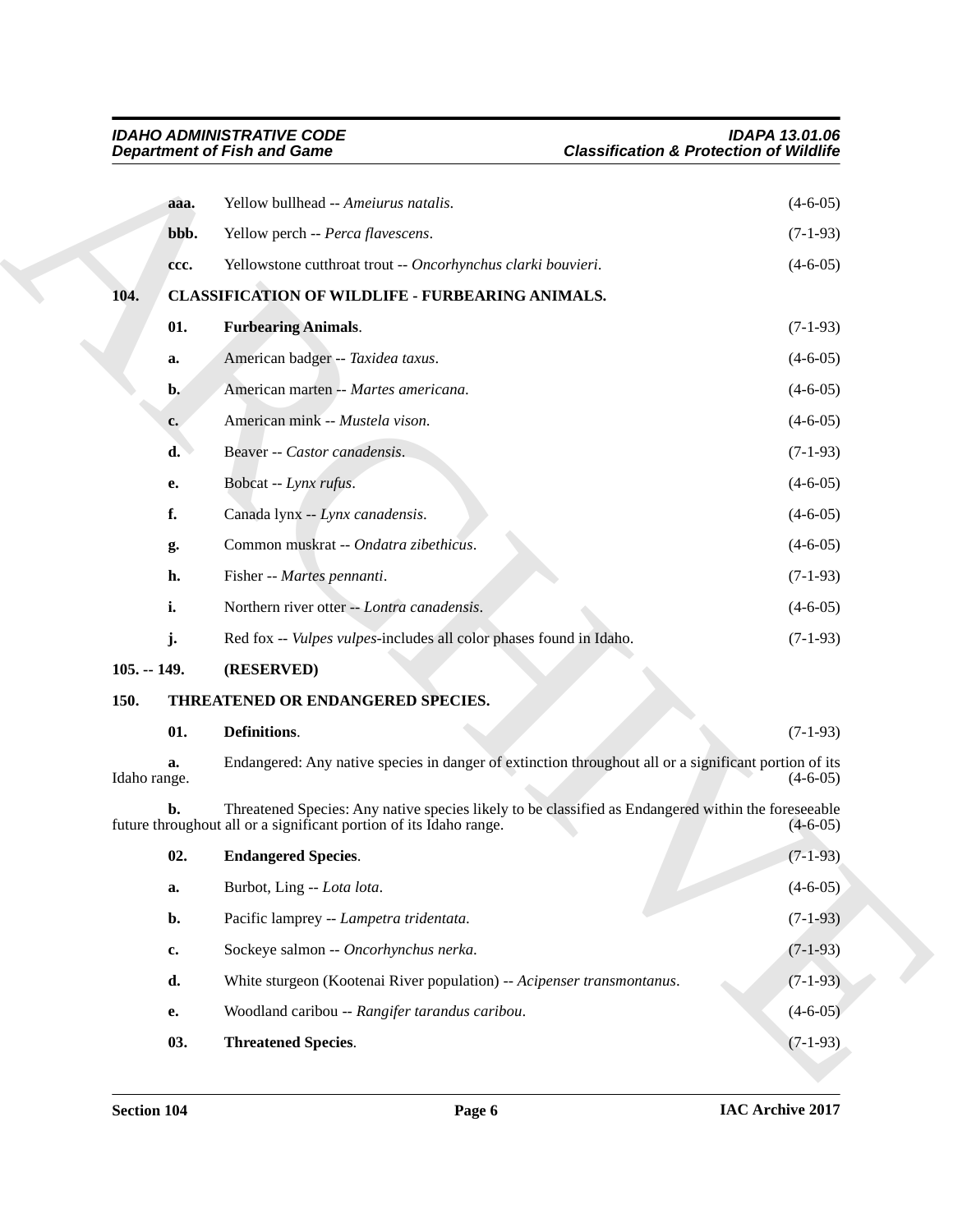**aaa.** Yellow bullhead -- *Ameiurus natalis*. (4-6-05)

**bbb.** Yellow perch -- *Perca flavescens*. (7-1-93)

**ccc.** Yellowstone cutthroat trout -- *Oncorhynchus clarki bouvieri*. (4-6-05)

### 104. CLASSIFICATION OF WILDLIFE - FURBEARING ANIMALS.

**01. Furbearing Animals**. (7-1-93)

**a.** American badger -- *Taxidea taxus*. (4-6-05)

**b.** American marten -- *Martes americana*. (4-6-05)

**c.** American mink -- *Mustela vison*. (4-6-05)

**d.** Beaver -- *Castor canadensis*. (7-1-93)

**e.** Bobcat -- *Lynx rufus*. (4-6-05)

**f.** Canada lynx -- *Lynx canadensis*. (4-6-05)

**g.** Common muskrat -- *Ondatra zibethicus*. (4-6-05)

**h.** Fisher -- *Martes pennanti*. (7-1-93)

**i.** Northern river otter -- *Lontra canadensis*. (4-6-05)

**j.** Red fox -- *Vulpes vulpes*-includes all color phases found in Idaho. (7-1-93)

### 105. -- 149. (RESERVED)

### 150. THREATENED OR ENDANGERED SPECIES.

**01. Definitions**. (7-1-93)

**a.** Endangered: Any native species in danger of extinction throughout all or a significant portion of its Idaho range. (4-6-05)

**b.** Threatened Species: Any native species likely to be classified as Endangered within the foreseeable future throughout all or a significant portion of its Idaho range. (4-6-05)

**02. Endangered Species**. (7-1-93)

**a.** Burbot, Ling -- *Lota lota*. (4-6-05)

**b.** Pacific lamprey -- *Lampetra tridentata*. (7-1-93)

**c.** Sockeye salmon -- *Oncorhynchus nerka*. (7-1-93)

**d.** White sturgeon (Kootenai River population) -- *Acipenser transmontanus*. (7-1-93)

**e.** Woodland caribou -- *Rangifer tarandus caribou*. (4-6-05)

**03. Threatened Species**. (7-1-93)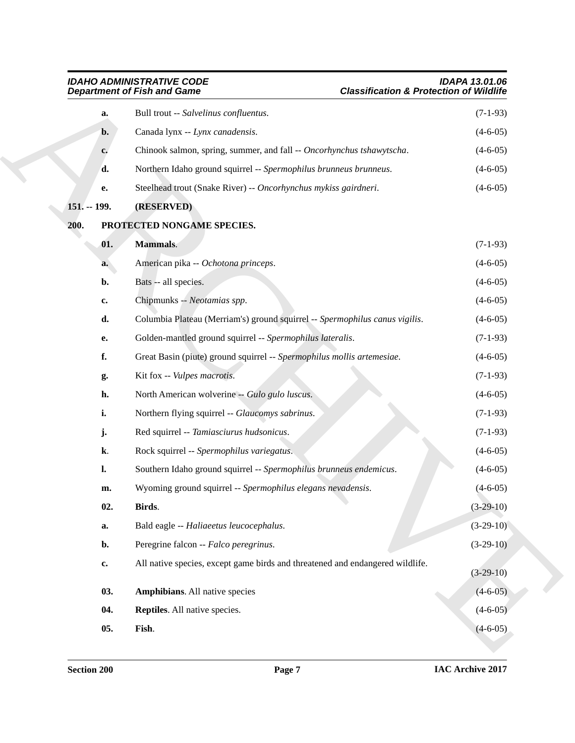**a.** Bull trout -- *Salvelinus confluentus*. (7-1-93)

**b.** Canada lynx -- *Lynx canadensis*. (4-6-05)

**c.** Chinook salmon, spring, summer, and fall -- *Oncorhynchus tshawytscha*. (4-6-05)

**d.** Northern Idaho ground squirrel -- *Spermophilus brunneus brunneus*. (4-6-05)

**e.** Steelhead trout (Snake River) -- *Oncorhynchus mykiss gairdneri*. (4-6-05)

**151. -- 199. (RESERVED)**

**200. PROTECTED NONGAME SPECIES.**

**01. Mammals**. (7-1-93)

**a.** American pika -- *Ochotona princeps*. (4-6-05)

**b.** Bats -- all species. (4-6-05)

**c.** Chipmunks -- *Neotamias spp*. (4-6-05)

**d.** Columbia Plateau (Merriam's) ground squirrel -- *Spermophilus canus vigilis*. (4-6-05)

**e.** Golden-mantled ground squirrel -- *Spermophilus lateralis*. (7-1-93)

**f.** Great Basin (piute) ground squirrel -- *Spermophilus mollis artemesiae*. (4-6-05)

**g.** Kit fox -- *Vulpes macrotis*. (7-1-93)

**h.** North American wolverine -- *Gulo gulo luscus*. (4-6-05)

**i.** Northern flying squirrel -- *Glaucomys sabrinus*. (7-1-93)

**j.** Red squirrel -- *Tamiasciurus hudsonicus*. (7-1-93)

**k**. Rock squirrel -- *Spermophilus variegatus*. (4-6-05)

**l.** Southern Idaho ground squirrel -- *Spermophilus brunneus endemicus*. (4-6-05)

**m.** Wyoming ground squirrel -- *Spermophilus elegans nevadensis*. (4-6-05)

**02. Birds**. (3-29-10)

**a.** Bald eagle -- *Haliaeetus leucocephalus*. (3-29-10)

**b.** Peregrine falcon -- *Falco peregrinus*. (3-29-10)

**c.** All native species, except game birds and threatened and endangered wildlife. (3-29-10)

**03. Amphibians**. All native species (4-6-05)

**04. Reptiles**. All native species. (4-6-05)

**05. Fish**. (4-6-05)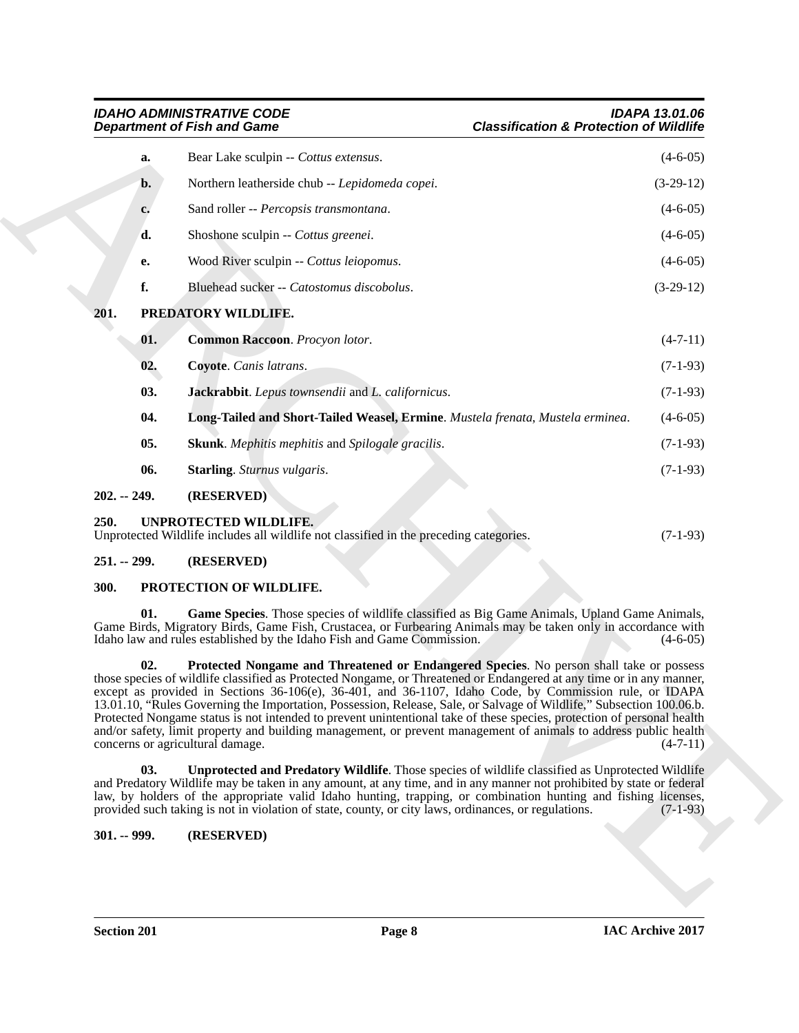**a.** Bear Lake sculpin -- *Cottus extensus*. (4-6-05)

**b.** Northern leatherside chub -- *Lepidomeda copei*. (3-29-12)

**c.** Sand roller -- *Percopsis transmontana*. (4-6-05)

**d.** Shoshone sculpin -- *Cottus greenei*. (4-6-05)

**e.** Wood River sculpin -- *Cottus leiopomus*. (4-6-05)

**f.** Bluehead sucker -- *Catostomus discobolus*. (3-29-12)

## 201. PREDATORY WILDLIFE.

**01. Common Raccoon**. *Procyon lotor*. (4-7-11)

**02. Coyote**. *Canis latrans*. (7-1-93)

**03. Jackrabbit**. *Lepus townsendii* and *L. californicus*. (7-1-93)

**04. Long-Tailed and Short-Tailed Weasel, Ermine**. *Mustela frenata, Mustela erminea*. (4-6-05)

**05. Skunk**. *Mephitis mephitis* and *Spilogale gracilis*. (7-1-93)

**06. Starling**. *Sturnus vulgaris*. (7-1-93)

## 202. -- 249. (RESERVED)

## 250. UNPROTECTED WILDLIFE.

Unprotected Wildlife includes all wildlife not classified in the preceding categories. (7-1-93)

## 251. -- 299. (RESERVED)

## 300. PROTECTION OF WILDLIFE.

**01. Game Species**. Those species of wildlife classified as Big Game Animals, Upland Game Animals, Game Birds, Migratory Birds, Game Fish, Crustacea, or Furbearing Animals may be taken only in accordance with Idaho law and rules established by the Idaho Fish and Game Commission. (4-6-05)

**02. Protected Nongame and Threatened or Endangered Species**. No person shall take or possess those species of wildlife classified as Protected Nongame, or Threatened or Endangered at any time or in any manner, except as provided in Sections 36-106(e), 36-401, and 36-1107, Idaho Code, by Commission rule, or IDAPA 13.01.10, "Rules Governing the Importation, Possession, Release, Sale, or Salvage of Wildlife," Subsection 100.06.b. Protected Nongame status is not intended to prevent unintentional take of these species, protection of personal health and/or safety, limit property and building management, or prevent management of animals to address public health concerns or agricultural damage. (4-7-11)

**03. Unprotected and Predatory Wildlife**. Those species of wildlife classified as Unprotected Wildlife and Predatory Wildlife may be taken in any amount, at any time, and in any manner not prohibited by state or federal law, by holders of the appropriate valid Idaho hunting, trapping, or combination hunting and fishing licenses, provided such taking is not in violation of state, county, or city laws, ordinances, or regulations. (7-1-93)

## 301. -- 999. (RESERVED)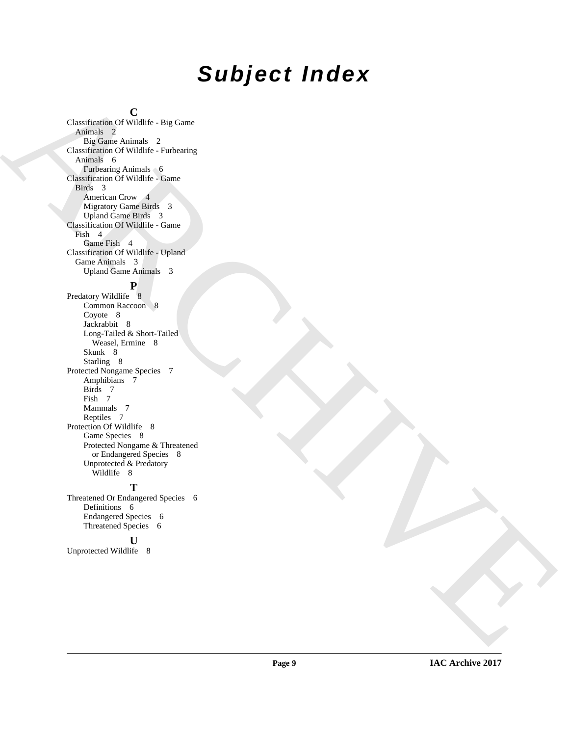# Subject Index

**C**

Classification Of Wildlife - Big Game Animals 2
- Big Game Animals 2

Classification Of Wildlife - Furbearing Animals 6
- Furbearing Animals 6

Classification Of Wildlife - Game Birds 3
- American Crow 4
- Migratory Game Birds 3
- Upland Game Birds 3

Classification Of Wildlife - Game Fish 4
- Game Fish 4

Classification Of Wildlife - Upland Game Animals 3
- Upland Game Animals 3

**P**

Predatory Wildlife 8
- Common Raccoon 8
- Coyote 8
- Jackrabbit 8
- Long-Tailed & Short-Tailed Weasel, Ermine 8
- Skunk 8
- Starling 8

Protected Nongame Species 7
- Amphibians 7
- Birds 7
- Fish 7
- Mammals 7
- Reptiles 7

Protection Of Wildlife 8
- Game Species 8
- Protected Nongame & Threatened or Endangered Species 8
- Unprotected & Predatory Wildlife 8

**T**

Threatened Or Endangered Species 6
- Definitions 6
- Endangered Species 6
- Threatened Species 6

**U**

Unprotected Wildlife 8